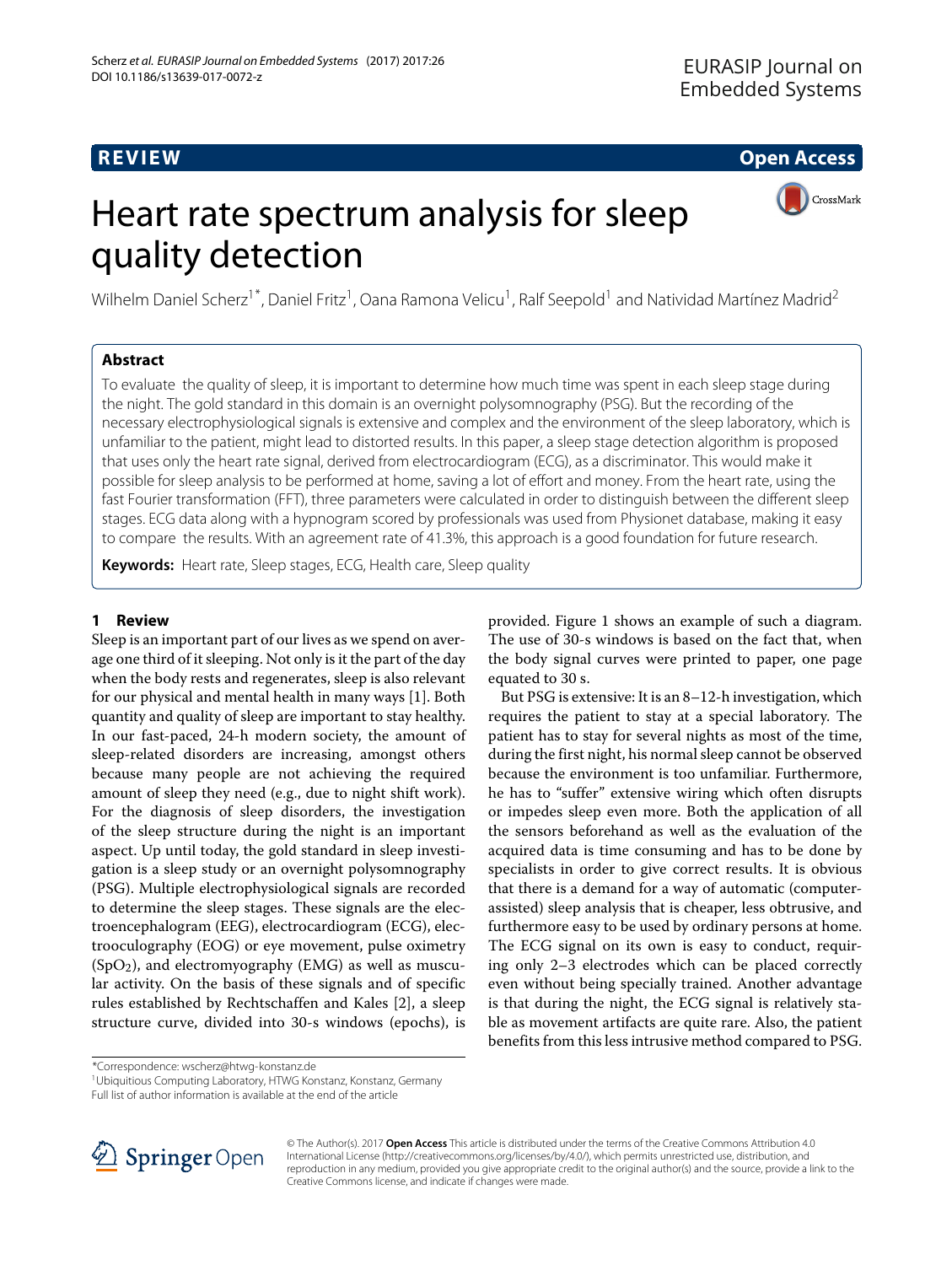REVIEW

Open Access

# Heart rate spectrum analysis for sleep quality detection

Wilhelm Daniel Scherz[1*], Daniel Fritz[1], Oana Ramona Velicu[1], Ralf Seepold[1] and Natividad Martínez Madrid[2]

## Abstract

To evaluate the quality of sleep, it is important to determine how much time was spent in each sleep stage during the night. The gold standard in this domain is an overnight polysomnography (PSG). But the recording of the necessary electrophysiological signals is extensive and complex and the environment of the sleep laboratory, which is unfamiliar to the patient, might lead to distorted results. In this paper, a sleep stage detection algorithm is proposed that uses only the heart rate signal, derived from electrocardiogram (ECG), as a discriminator. This would make it possible for sleep analysis to be performed at home, saving a lot of effort and money. From the heart rate, using the fast Fourier transformation (FFT), three parameters were calculated in order to distinguish between the different sleep stages. ECG data along with a hypnogram scored by professionals was used from Physionet database, making it easy to compare the results. With an agreement rate of 41.3%, this approach is a good foundation for future research.

**Keywords:** Heart rate, Sleep stages, ECG, Health care, Sleep quality

## 1 Review

Sleep is an important part of our lives as we spend on average one third of it sleeping. Not only is it the part of the day when the body rests and regenerates, sleep is also relevant for our physical and mental health in many ways [1]. Both quantity and quality of sleep are important to stay healthy. In our fast-paced, 24-h modern society, the amount of sleep-related disorders are increasing, amongst others because many people are not achieving the required amount of sleep they need (e.g., due to night shift work). For the diagnosis of sleep disorders, the investigation of the sleep structure during the night is an important aspect. Up until today, the gold standard in sleep investigation is a sleep study or an overnight polysomnography (PSG). Multiple electrophysiological signals are recorded to determine the sleep stages. These signals are the electroencephalogram (EEG), electrocardiogram (ECG), electrooculography (EOG) or eye movement, pulse oximetry ($SpO_2$), and electromyography (EMG) as well as muscular activity. On the basis of these signals and of specific rules established by Rechtschaffen and Kales [2], a sleep structure curve, divided into 30-s windows (epochs), is provided. Figure 1 shows an example of such a diagram. The use of 30-s windows is based on the fact that, when the body signal curves were printed to paper, one page equated to 30 s.

But PSG is extensive: It is an 8–12-h investigation, which requires the patient to stay at a special laboratory. The patient has to stay for several nights as most of the time, during the first night, his normal sleep cannot be observed because the environment is too unfamiliar. Furthermore, he has to "suffer" extensive wiring which often disrupts or impedes sleep even more. Both the application of all the sensors beforehand as well as the evaluation of the acquired data is time consuming and has to be done by specialists in order to give correct results. It is obvious that there is a demand for a way of automatic (computer-assisted) sleep analysis that is cheaper, less obtrusive, and furthermore easy to be used by ordinary persons at home. The ECG signal on its own is easy to conduct, requiring only 2–3 electrodes which can be placed correctly even without being specially trained. Another advantage is that during the night, the ECG signal is relatively stable as movement artifacts are quite rare. Also, the patient benefits from this less intrusive method compared to PSG.

*Correspondence: wscherz@htwg-konstanz.de
[1]Ubiquitious Computing Laboratory, HTWG Konstanz, Konstanz, Germany
Full list of author information is available at the end of the article

© The Author(s). 2017 **Open Access** This article is distributed under the terms of the Creative Commons Attribution 4.0 International License (http://creativecommons.org/licenses/by/4.0/), which permits unrestricted use, distribution, and reproduction in any medium, provided you give appropriate credit to the original author(s) and the source, provide a link to the Creative Commons license, and indicate if changes were made.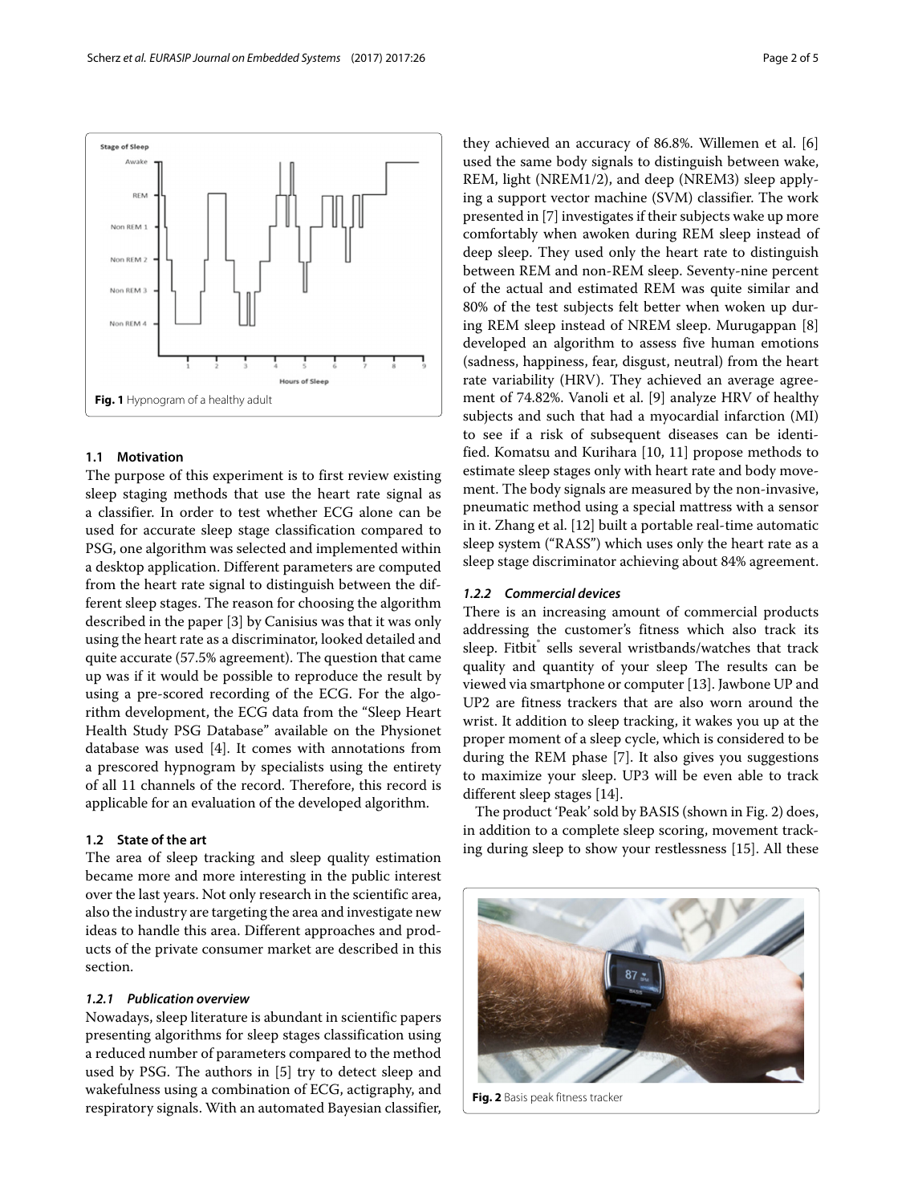Fig. 1 Hypnogram of a healthy adult

## 1.1 Motivation

The purpose of this experiment is to first review existing sleep staging methods that use the heart rate signal as a classifier. In order to test whether ECG alone can be used for accurate sleep stage classification compared to PSG, one algorithm was selected and implemented within a desktop application. Different parameters are computed from the heart rate signal to distinguish between the different sleep stages. The reason for choosing the algorithm described in the paper [3] by Canisius was that it was only using the heart rate as a discriminator, looked detailed and quite accurate (57.5% agreement). The question that came up was if it would be possible to reproduce the result by using a pre-scored recording of the ECG. For the algorithm development, the ECG data from the "Sleep Heart Health Study PSG Database" available on the Physionet database was used [4]. It comes with annotations from a prescored hypnogram by specialists using the entirety of all 11 channels of the record. Therefore, this record is applicable for an evaluation of the developed algorithm.

## 1.2 State of the art

The area of sleep tracking and sleep quality estimation became more and more interesting in the public interest over the last years. Not only research in the scientific area, also the industry are targeting the area and investigate new ideas to handle this area. Different approaches and products of the private consumer market are described in this section.

### *1.2.1 Publication overview*

Nowadays, sleep literature is abundant in scientific papers presenting algorithms for sleep stages classification using a reduced number of parameters compared to the method used by PSG. The authors in [5] try to detect sleep and wakefulness using a combination of ECG, actigraphy, and respiratory signals. With an automated Bayesian classifier, they achieved an accuracy of 86.8%. Willemen et al. [6] used the same body signals to distinguish between wake, REM, light (NREM1/2), and deep (NREM3) sleep applying a support vector machine (SVM) classifier. The work presented in [7] investigates if their subjects wake up more comfortably when awoken during REM sleep instead of deep sleep. They used only the heart rate to distinguish between REM and non-REM sleep. Seventy-nine percent of the actual and estimated REM was quite similar and 80% of the test subjects felt better when woken up during REM sleep instead of NREM sleep. Murugappan [8] developed an algorithm to assess five human emotions (sadness, happiness, fear, disgust, neutral) from the heart rate variability (HRV). They achieved an average agreement of 74.82%. Vanoli et al. [9] analyze HRV of healthy subjects and such that had a myocardial infarction (MI) to see if a risk of subsequent diseases can be identified. Komatsu and Kurihara [10, 11] propose methods to estimate sleep stages only with heart rate and body movement. The body signals are measured by the non-invasive, pneumatic method using a special mattress with a sensor in it. Zhang et al. [12] built a portable real-time automatic sleep system ("RASS") which uses only the heart rate as a sleep stage discriminator achieving about 84% agreement.

### *1.2.2 Commercial devices*

There is an increasing amount of commercial products addressing the customer's fitness which also track its sleep. Fitbit® sells several wristbands/watches that track quality and quantity of your sleep The results can be viewed via smartphone or computer [13]. Jawbone UP and UP2 are fitness trackers that are also worn around the wrist. It addition to sleep tracking, it wakes you up at the proper moment of a sleep cycle, which is considered to be during the REM phase [7]. It also gives you suggestions to maximize your sleep. UP3 will be even able to track different sleep stages [14].

The product 'Peak' sold by BASIS (shown in Fig. 2) does, in addition to a complete sleep scoring, movement tracking during sleep to show your restlessness [15]. All these

Fig. 2 Basis peak fitness tracker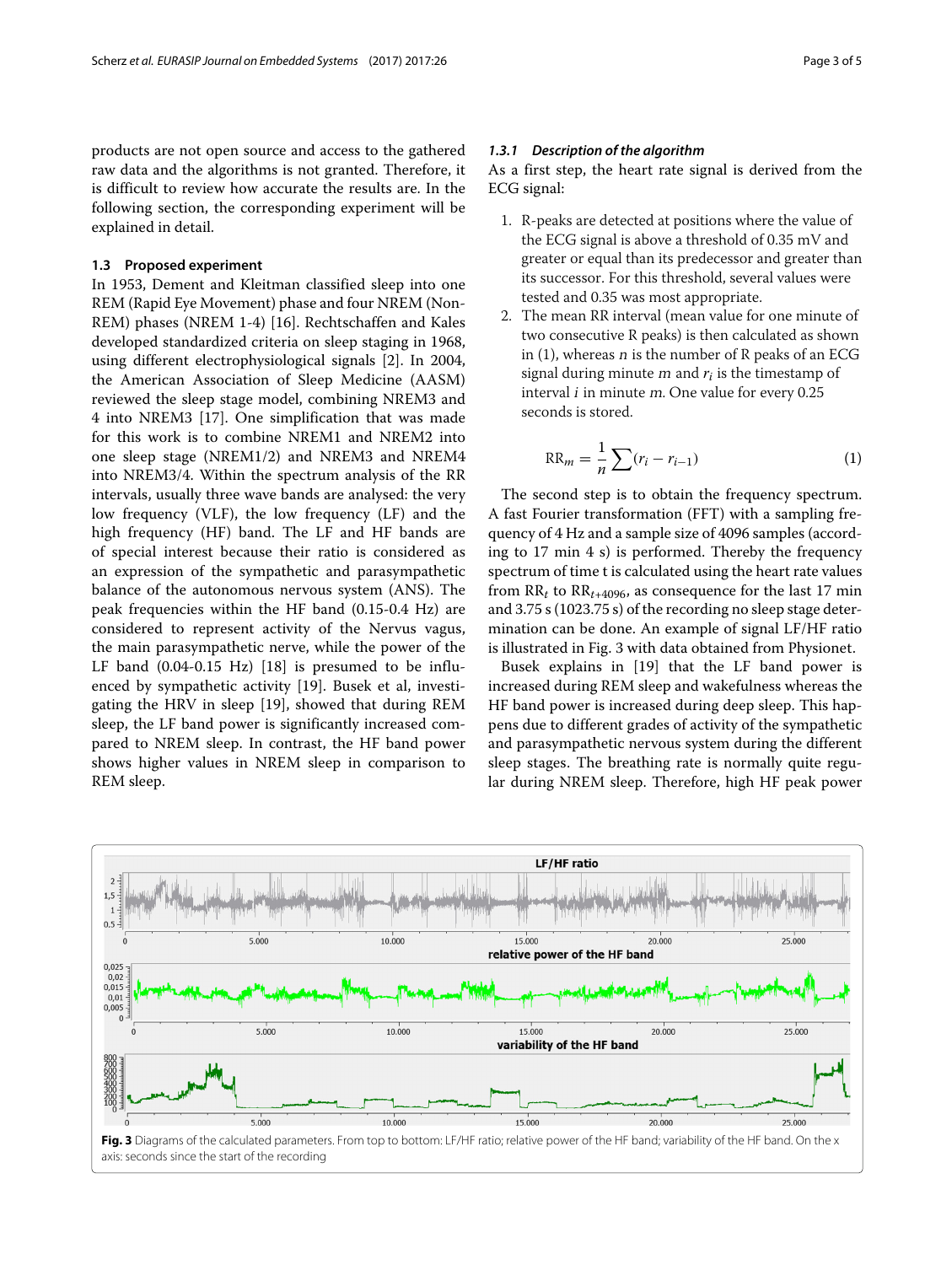products are not open source and access to the gathered raw data and the algorithms is not granted. Therefore, it is difficult to review how accurate the results are. In the following section, the corresponding experiment will be explained in detail.

### 1.3 Proposed experiment

In 1953, Dement and Kleitman classified sleep into one REM (Rapid Eye Movement) phase and four NREM (Non-REM) phases (NREM 1-4) [16]. Rechtschaffen and Kales developed standardized criteria on sleep staging in 1968, using different electrophysiological signals [2]. In 2004, the American Association of Sleep Medicine (AASM) reviewed the sleep stage model, combining NREM3 and 4 into NREM3 [17]. One simplification that was made for this work is to combine NREM1 and NREM2 into one sleep stage (NREM1/2) and NREM3 and NREM4 into NREM3/4. Within the spectrum analysis of the RR intervals, usually three wave bands are analysed: the very low frequency (VLF), the low frequency (LF) and the high frequency (HF) band. The LF and HF bands are of special interest because their ratio is considered as an expression of the sympathetic and parasympathetic balance of the autonomous nervous system (ANS). The peak frequencies within the HF band (0.15-0.4 Hz) are considered to represent activity of the Nervus vagus, the main parasympathetic nerve, while the power of the LF band (0.04-0.15 Hz) [18] is presumed to be influenced by sympathetic activity [19]. Busek et al, investigating the HRV in sleep [19], showed that during REM sleep, the LF band power is significantly increased compared to NREM sleep. In contrast, the HF band power shows higher values in NREM sleep in comparison to REM sleep.

#### *1.3.1 Description of the algorithm*

As a first step, the heart rate signal is derived from the ECG signal:

1. R-peaks are detected at positions where the value of the ECG signal is above a threshold of 0.35 mV and greater or equal than its predecessor and greater than its successor. For this threshold, several values were tested and 0.35 was most appropriate.
2. The mean RR interval (mean value for one minute of two consecutive R peaks) is then calculated as shown in (1), whereas $n$ is the number of R peaks of an ECG signal during minute $m$ and $r_i$ is the timestamp of interval $i$ in minute $m$. One value for every 0.25 seconds is stored.

$$\mathrm{RR}_m = \frac{1}{n}\sum(r_i - r_{i-1}) \tag{1}$$

The second step is to obtain the frequency spectrum. A fast Fourier transformation (FFT) with a sampling frequency of 4 Hz and a sample size of 4096 samples (according to 17 min 4 s) is performed. Thereby the frequency spectrum of time t is calculated using the heart rate values from $\mathrm{RR}_t$ to $\mathrm{RR}_{t+4096}$, as consequence for the last 17 min and 3.75 s (1023.75 s) of the recording no sleep stage determination can be done. An example of signal LF/HF ratio is illustrated in Fig. 3 with data obtained from Physionet.

Busek explains in [19] that the LF band power is increased during REM sleep and wakefulness whereas the HF band power is increased during deep sleep. This happens due to different grades of activity of the sympathetic and parasympathetic nervous system during the different sleep stages. The breathing rate is normally quite regular during NREM sleep. Therefore, high HF peak power

**Fig. 3** Diagrams of the calculated parameters. From top to bottom: LF/HF ratio; relative power of the HF band; variability of the HF band. On the x axis: seconds since the start of the recording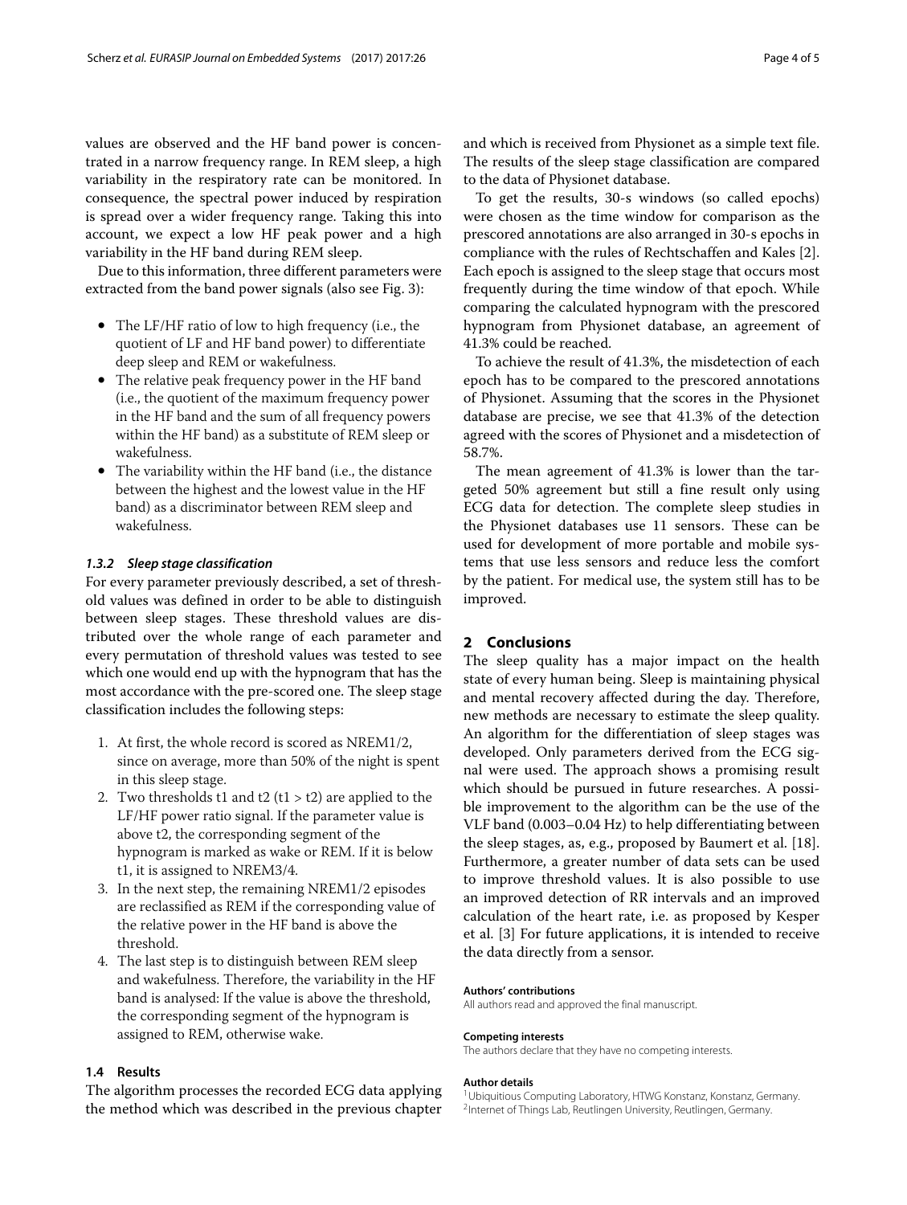values are observed and the HF band power is concentrated in a narrow frequency range. In REM sleep, a high variability in the respiratory rate can be monitored. In consequence, the spectral power induced by respiration is spread over a wider frequency range. Taking this into account, we expect a low HF peak power and a high variability in the HF band during REM sleep.

Due to this information, three different parameters were extracted from the band power signals (also see Fig. 3):

- The LF/HF ratio of low to high frequency (i.e., the quotient of LF and HF band power) to differentiate deep sleep and REM or wakefulness.
- The relative peak frequency power in the HF band (i.e., the quotient of the maximum frequency power in the HF band and the sum of all frequency powers within the HF band) as a substitute of REM sleep or wakefulness.
- The variability within the HF band (i.e., the distance between the highest and the lowest value in the HF band) as a discriminator between REM sleep and wakefulness.

#### *1.3.2 Sleep stage classification*

For every parameter previously described, a set of threshold values was defined in order to be able to distinguish between sleep stages. These threshold values are distributed over the whole range of each parameter and every permutation of threshold values was tested to see which one would end up with the hypnogram that has the most accordance with the pre-scored one. The sleep stage classification includes the following steps:

1. At first, the whole record is scored as NREM1/2, since on average, more than 50% of the night is spent in this sleep stage.
2. Two thresholds t1 and t2 (t1 > t2) are applied to the LF/HF power ratio signal. If the parameter value is above t2, the corresponding segment of the hypnogram is marked as wake or REM. If it is below t1, it is assigned to NREM3/4.
3. In the next step, the remaining NREM1/2 episodes are reclassified as REM if the corresponding value of the relative power in the HF band is above the threshold.
4. The last step is to distinguish between REM sleep and wakefulness. Therefore, the variability in the HF band is analysed: If the value is above the threshold, the corresponding segment of the hypnogram is assigned to REM, otherwise wake.

### 1.4 Results

The algorithm processes the recorded ECG data applying the method which was described in the previous chapter and which is received from Physionet as a simple text file. The results of the sleep stage classification are compared to the data of Physionet database.

To get the results, 30-s windows (so called epochs) were chosen as the time window for comparison as the prescored annotations are also arranged in 30-s epochs in compliance with the rules of Rechtschaffen and Kales [2]. Each epoch is assigned to the sleep stage that occurs most frequently during the time window of that epoch. While comparing the calculated hypnogram with the prescored hypnogram from Physionet database, an agreement of 41.3% could be reached.

To achieve the result of 41.3%, the misdetection of each epoch has to be compared to the prescored annotations of Physionet. Assuming that the scores in the Physionet database are precise, we see that 41.3% of the detection agreed with the scores of Physionet and a misdetection of 58.7%.

The mean agreement of 41.3% is lower than the targeted 50% agreement but still a fine result only using ECG data for detection. The complete sleep studies in the Physionet databases use 11 sensors. These can be used for development of more portable and mobile systems that use less sensors and reduce less the comfort by the patient. For medical use, the system still has to be improved.

## 2 Conclusions

The sleep quality has a major impact on the health state of every human being. Sleep is maintaining physical and mental recovery affected during the day. Therefore, new methods are necessary to estimate the sleep quality. An algorithm for the differentiation of sleep stages was developed. Only parameters derived from the ECG signal were used. The approach shows a promising result which should be pursued in future researches. A possible improvement to the algorithm can be the use of the VLF band (0.003–0.04 Hz) to help differentiating between the sleep stages, as, e.g., proposed by Baumert et al. [18]. Furthermore, a greater number of data sets can be used to improve threshold values. It is also possible to use an improved detection of RR intervals and an improved calculation of the heart rate, i.e. as proposed by Kesper et al. [3] For future applications, it is intended to receive the data directly from a sensor.

**Authors' contributions**

All authors read and approved the final manuscript.

**Competing interests**

The authors declare that they have no competing interests.

**Author details**

[1] Ubiquitous Computing Laboratory, HTWG Konstanz, Konstanz, Germany. [2] Internet of Things Lab, Reutlingen University, Reutlingen, Germany.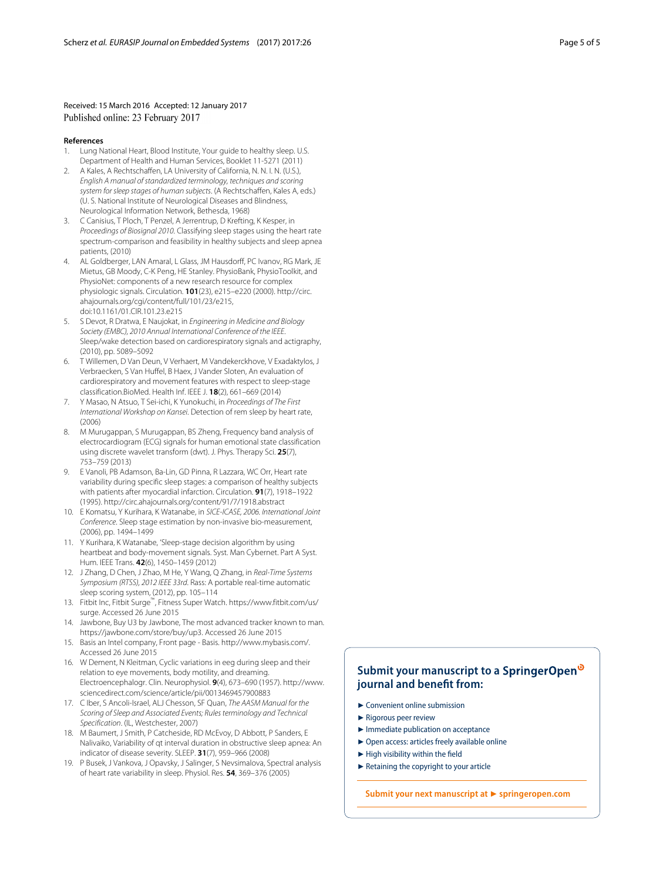Received: 15 March 2016 Accepted: 12 January 2017
Published online: 23 February 2017

## References

1. Lung National Heart, Blood Institute, Your guide to healthy sleep. U.S. Department of Health and Human Services, Booklet 11-5271 (2011)
2. A Kales, A Rechtschaffen, LA University of California, N. N. I. N. (U.S.), *English A manual of standardized terminology, techniques and scoring system for sleep stages of human subjects*. (A Rechtschaffen, Kales A, eds.) (U. S. National Institute of Neurological Diseases and Blindness, Neurological Information Network, Bethesda, 1968)
3. C Canisius, T Ploch, T Penzel, A Jerrentrup, D Krefting, K Kesper, in *Proceedings of Biosignal 2010*. Classifying sleep stages using the heart rate spectrum-comparison and feasibility in healthy subjects and sleep apnea patients, (2010)
4. AL Goldberger, LAN Amaral, L Glass, JM Hausdorff, PC Ivanov, RG Mark, JE Mietus, GB Moody, C-K Peng, HE Stanley. PhysioBank, PhysioToolkit, and PhysioNet: components of a new research resource for complex physiologic signals. Circulation. **101**(23), e215–e220 (2000). http://circ.ahajournals.org/cgi/content/full/101/23/e215, doi:10.1161/01.CIR.101.23.e215
5. S Devot, R Dratwa, E Naujokat, in *Engineering in Medicine and Biology Society (EMBC), 2010 Annual International Conference of the IEEE*. Sleep/wake detection based on cardiorespiratory signals and actigraphy, (2010), pp. 5089–5092
6. T Willemen, D Van Deun, V Verhaert, M Vandekerckhove, V Exadaktylos, J Verbraecken, S Van Huffel, B Haex, J Vander Sloten, An evaluation of cardiorespiratory and movement features with respect to sleep-stage classification.BioMed. Health Inf. IEEE J. **18**(2), 661–669 (2014)
7. Y Masao, N Atsuo, T Sei-ichi, K Yunokuchi, in *Proceedings of The First International Workshop on Kansei*. Detection of rem sleep by heart rate, (2006)
8. M Murugappan, S Murugappan, BS Zheng, Frequency band analysis of electrocardiogram (ECG) signals for human emotional state classification using discrete wavelet transform (dwt). J. Phys. Therapy Sci. **25**(7), 753–759 (2013)
9. E Vanoli, PB Adamson, Ba-Lin, GD Pinna, R Lazzara, WC Orr, Heart rate variability during specific sleep stages: a comparison of healthy subjects with patients after myocardial infarction. Circulation. **91**(7), 1918–1922 (1995). http://circ.ahajournals.org/content/91/7/1918.abstract
10. E Komatsu, Y Kurihara, K Watanabe, in *SICE-ICASE, 2006. International Joint Conference*. Sleep stage estimation by non-invasive bio-measurement, (2006), pp. 1494–1499
11. Y Kurihara, K Watanabe, 'Sleep-stage decision algorithm by using heartbeat and body-movement signals. Syst. Man Cybernet. Part A Syst. Hum. IEEE Trans. **42**(6), 1450–1459 (2012)
12. J Zhang, D Chen, J Zhao, M He, Y Wang, Q Zhang, in *Real-Time Systems Symposium (RTSS), 2012 IEEE 33rd*. Rass: A portable real-time automatic sleep scoring system, (2012), pp. 105–114
13. Fitbit Inc, Fitbit Surge™, Fitness Super Watch. https://www.fitbit.com/us/surge. Accessed 26 June 2015
14. Jawbone, Buy U3 by Jawbone, The most advanced tracker known to man. https://jawbone.com/store/buy/up3. Accessed 26 June 2015
15. Basis an Intel company, Front page - Basis. http://www.mybasis.com/. Accessed 26 June 2015
16. W Dement, N Kleitman, Cyclic variations in eeg during sleep and their relation to eye movements, body motility, and dreaming. Electroencephalogr. Clin. Neurophysiol. **9**(4), 673–690 (1957). http://www.sciencedirect.com/science/article/pii/0013469457900883
17. C Iber, S Ancoli-Israel, ALJ Chesson, SF Quan, *The AASM Manual for the Scoring of Sleep and Associated Events; Rules terminology and Technical Specification*. (IL, Westchester, 2007)
18. M Baumert, J Smith, P Catcheside, RD McEvoy, D Abbott, P Sanders, E Nalivaiko, Variability of qt interval duration in obstructive sleep apnea: An indicator of disease severity. SLEEP. **31**(7), 959–966 (2008)
19. P Busek, J Vankova, J Opavsky, J Salinger, S Nevsimalova, Spectral analysis of heart rate variability in sleep. Physiol. Res. **54**, 369–376 (2005)

**Submit your manuscript to a SpringerOpen journal and benefit from:**

- ► Convenient online submission
- ► Rigorous peer review
- ► Immediate publication on acceptance
- ► Open access: articles freely available online
- ► High visibility within the field
- ► Retaining the copyright to your article

**Submit your next manuscript at ► springeropen.com**